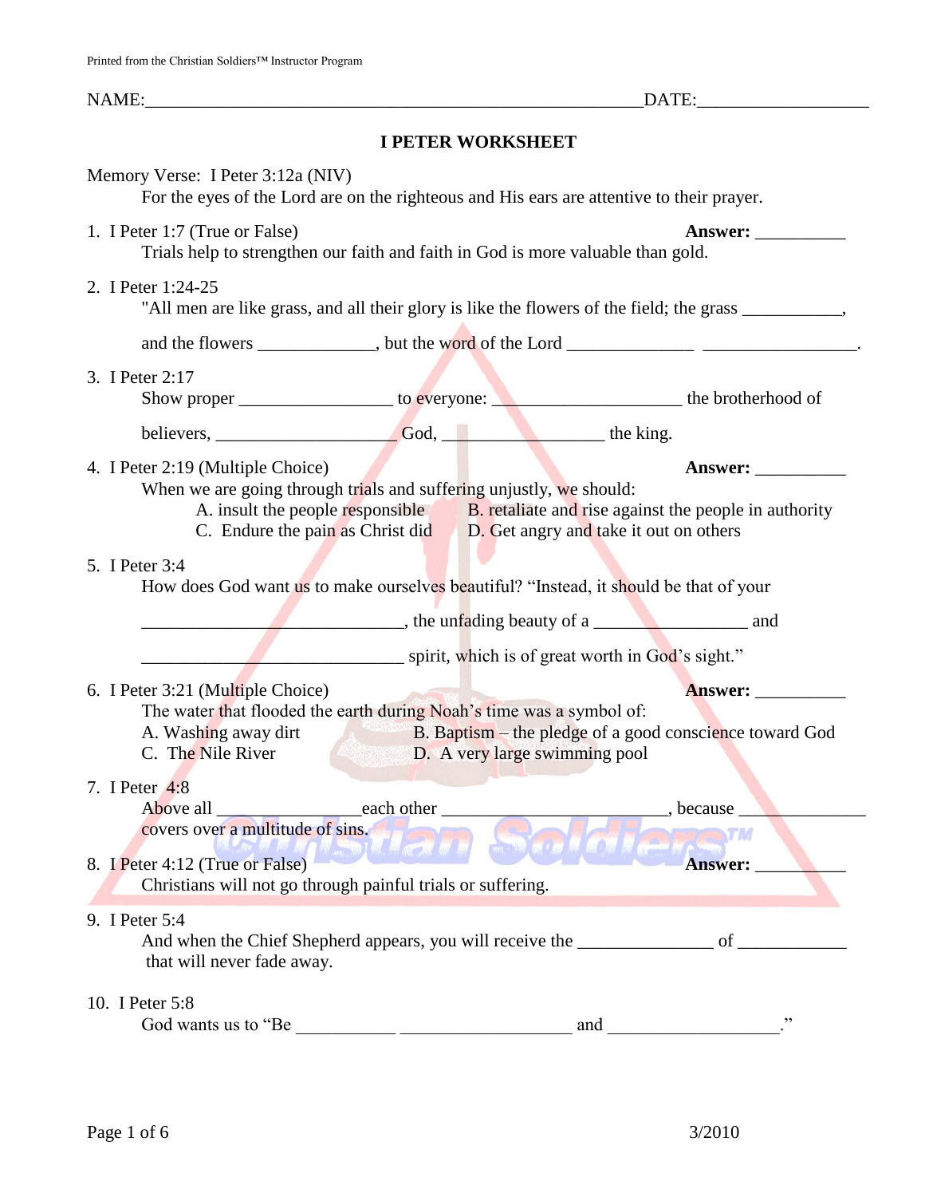NAME:________________________________________________________DATE:__________________

# I PETER WORKSHEET

Memory Verse: I Peter 3:12a (NIV)
For the eyes of the Lord are on the righteous and His ears are attentive to their prayer.

1. I Peter 1:7 (True or False) **Answer:** __________
   Trials help to strengthen our faith and faith in God is more valuable than gold.

2. I Peter 1:24-25
   "All men are like grass, and all their glory is like the flowers of the field; the grass ___________,

   and the flowers _____________, but the word of the Lord ______________ _________________.

3. I Peter 2:17
   Show proper _________________ to everyone: _____________________ the brotherhood of

   believers, ____________________ God, __________________ the king.

4. I Peter 2:19 (Multiple Choice) **Answer:** __________
   When we are going through trials and suffering unjustly, we should:
   - A. insult the people responsible
   - B. retaliate and rise against the people in authority
   - C. Endure the pain as Christ did
   - D. Get angry and take it out on others

5. I Peter 3:4
   How does God want us to make ourselves beautiful? "Instead, it should be that of your

   ______________________________, the unfading beauty of a ________________ and

   ______________________________ spirit, which is of great worth in God's sight."

6. I Peter 3:21 (Multiple Choice) **Answer:** __________
   The water that flooded the earth during Noah's time was a symbol of:
   - A. Washing away dirt
   - B. Baptism – the pledge of a good conscience toward God
   - C. The Nile River
   - D. A very large swimming pool

7. I Peter 4:8
   Above all ________________each other _________________________, because ______________
   covers over a multitude of sins.

8. I Peter 4:12 (True or False) **Answer:** __________
   Christians will not go through painful trials or suffering.

9. I Peter 5:4
   And when the Chief Shepherd appears, you will receive the _______________ of ____________
   that will never fade away.

10. I Peter 5:8
    God wants us to "Be ___________ ___________________ and __________________."

3/2010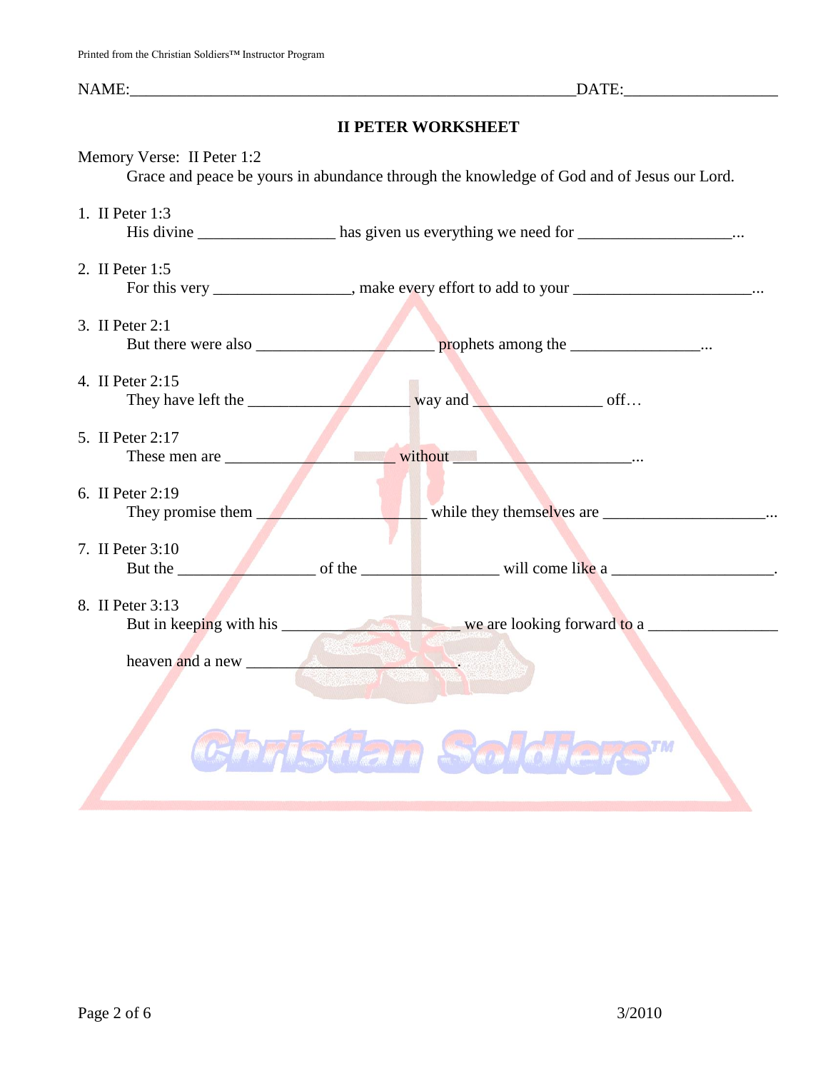NAME:_________________________________________________________DATE:___________________

## II PETER WORKSHEET

Memory Verse: II Peter 1:2

Grace and peace be yours in abundance through the knowledge of God and of Jesus our Lord.

1. II Peter 1:3
   His divine _________________ has given us everything we need for ___________________...

2. II Peter 1:5
   For this very _________________, make every effort to add to your ______________________...

3. II Peter 2:1
   But there were also ______________________ prophets among the ________________...

4. II Peter 2:15
   They have left the ____________________ way and ________________ off…

5. II Peter 2:17
   These men are _____________________ without ______________________...

6. II Peter 2:19
   They promise them ____________________ while they themselves are ____________________...

7. II Peter 3:10
   But the _________________ of the _________________ will come like a ____________________.

8. II Peter 3:13
   But in keeping with his ______________________ we are looking forward to a ________________

   heaven and a new __________________________.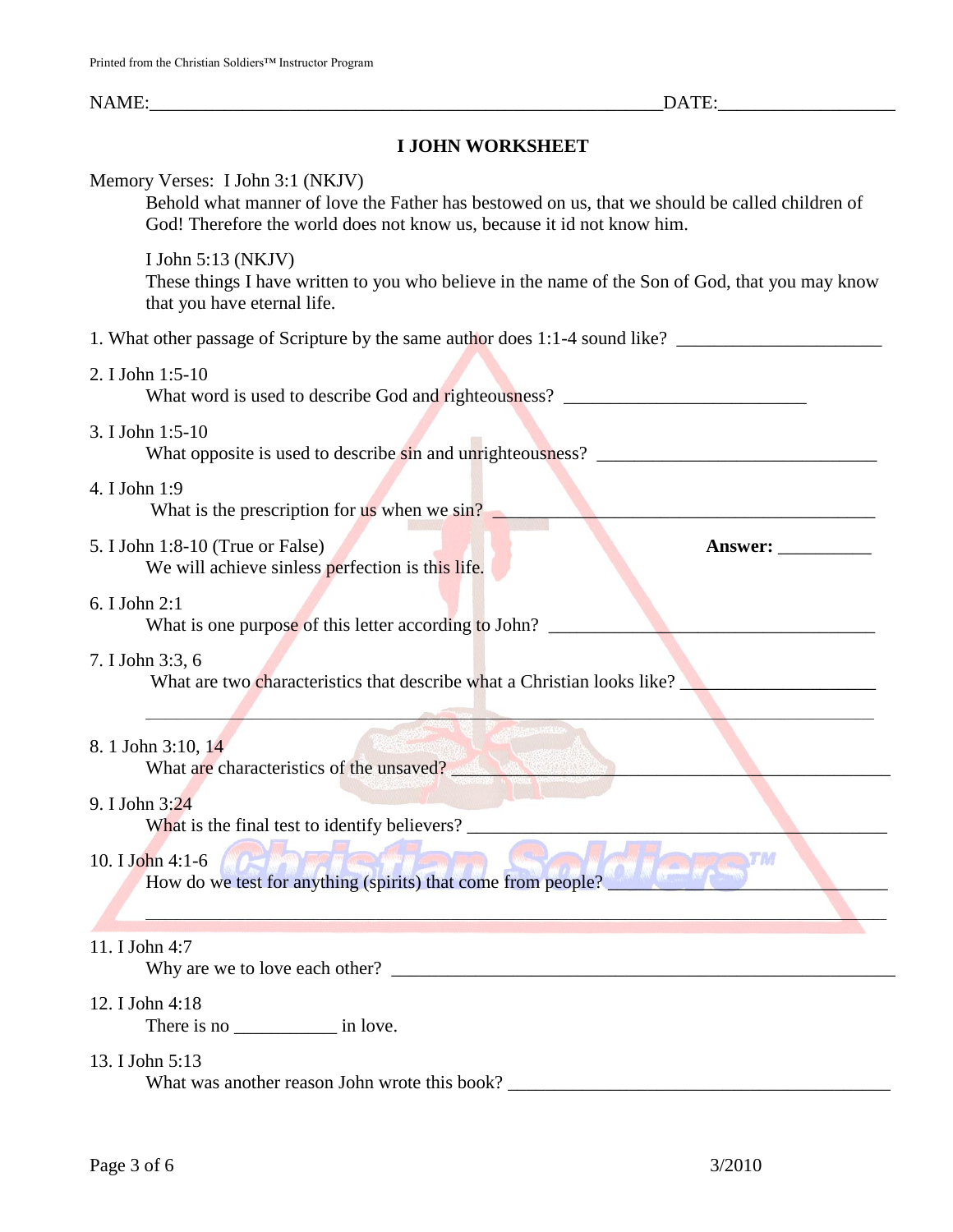NAME:_________________________________________________________DATE:___________________

## I JOHN WORKSHEET

Memory Verses: I John 3:1 (NKJV)

Behold what manner of love the Father has bestowed on us, that we should be called children of God! Therefore the world does not know us, because it id not know him.

I John 5:13 (NKJV)

These things I have written to you who believe in the name of the Son of God, that you may know that you have eternal life.

1. What other passage of Scripture by the same author does 1:1-4 sound like? ______________________

2. I John 1:5-10
   What word is used to describe God and righteousness? ___________________________

3. I John 1:5-10
   What opposite is used to describe sin and unrighteousness? _______________________________

4. I John 1:9
   What is the prescription for us when we sin? __________________________________________

5. I John 1:8-10 (True or False) **Answer:** __________
   We will achieve sinless perfection is this life.

6. I John 2:1
   What is one purpose of this letter according to John? ____________________________________

7. I John 3:3, 6
   What are two characteristics that describe what a Christian looks like? _____________________
   ______________________________________________________________________________

8. 1 John 3:10, 14
   What are characteristics of the unsaved? _______________________________________________

9. I John 3:24
   What is the final test to identify believers? _______________________________________________

10. I John 4:1-6
    How do we test for anything (spirits) that come from people? ____________________________
    ______________________________________________________________________________

11. I John 4:7
    Why are we to love each other? ________________________________________________________

12. I John 4:18
    There is no ___________ in love.

13. I John 5:13
    What was another reason John wrote this book? ___________________________________________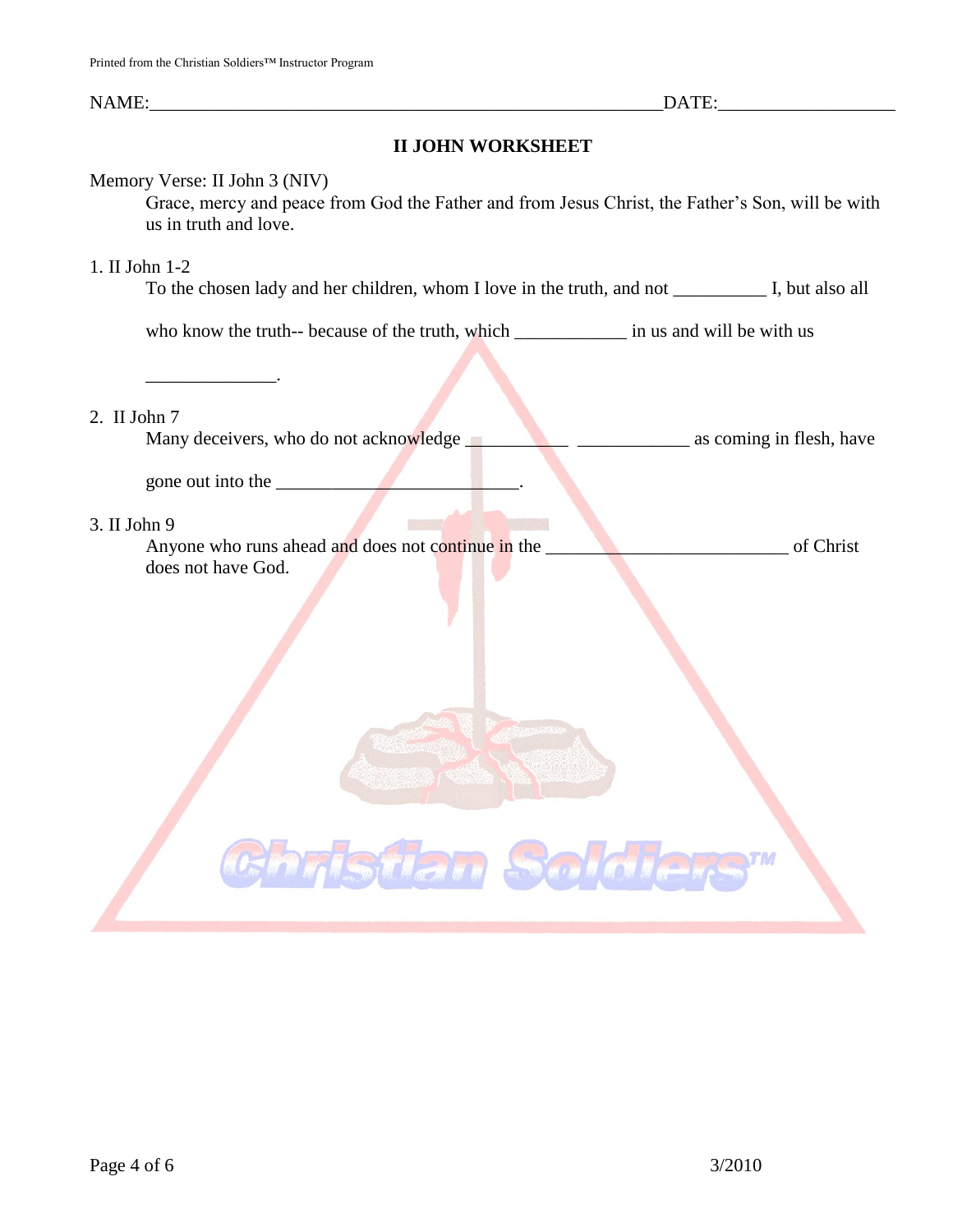NAME:___________________________________________________________DATE:___________________

## II JOHN WORKSHEET

Memory Verse: II John 3 (NIV)

Grace, mercy and peace from God the Father and from Jesus Christ, the Father's Son, will be with us in truth and love.

1. II John 1-2

   To the chosen lady and her children, whom I love in the truth, and not __________ I, but also all who know the truth-- because of the truth, which ____________ in us and will be with us ______________.

2. II John 7

   Many deceivers, who do not acknowledge ___________ ____________ as coming in flesh, have gone out into the __________________________.

3. II John 9

   Anyone who runs ahead and does not continue in the __________________________ of Christ does not have God.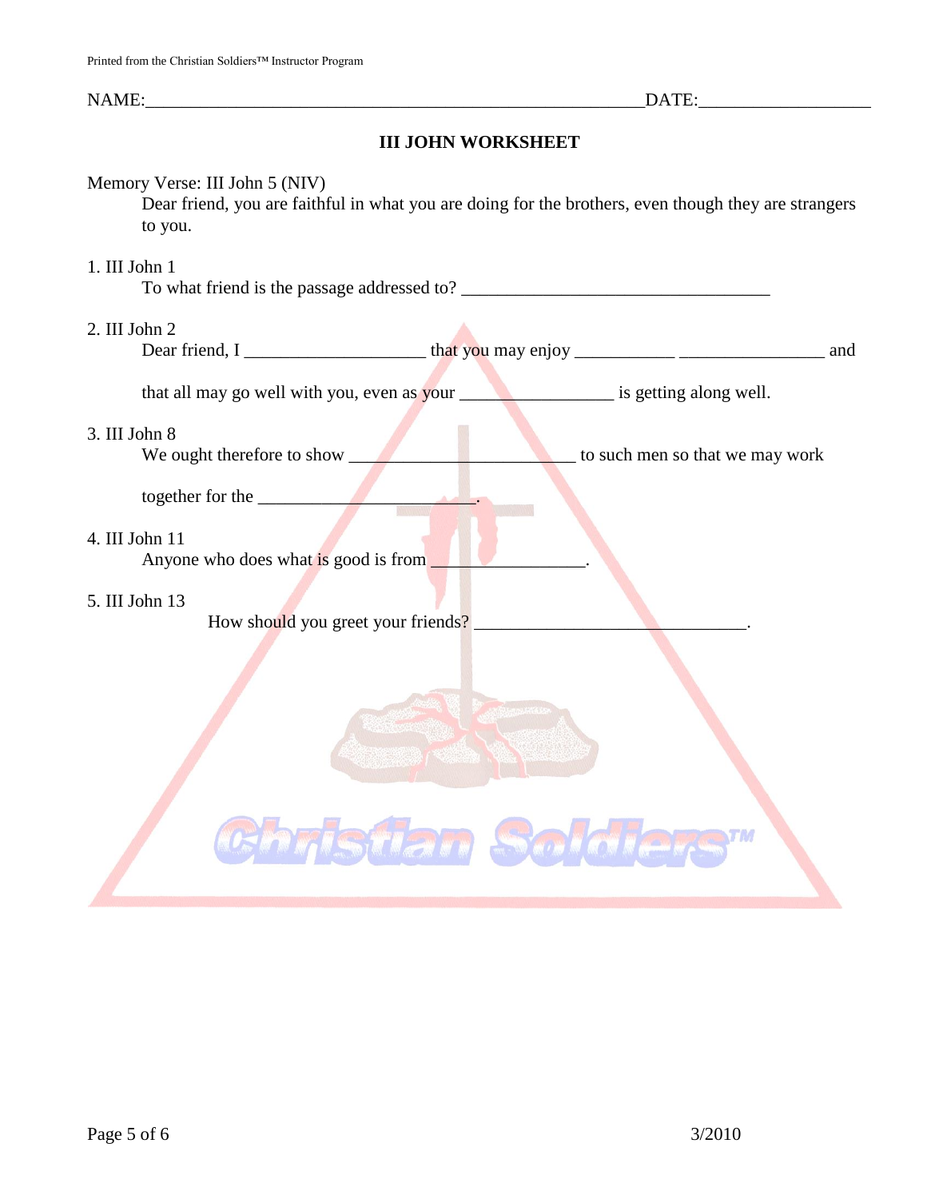NAME:___________________________________________________________DATE:___________________

## III JOHN WORKSHEET

Memory Verse: III John 5 (NIV)

Dear friend, you are faithful in what you are doing for the brothers, even though they are strangers to you.

1. III John 1

   To what friend is the passage addressed to? ___________________________________

2. III John 2

   Dear friend, I ____________________ that you may enjoy ___________ ________________ and

   that all may go well with you, even as your _________________ is getting along well.

3. III John 8

   We ought therefore to show _________________________ to such men so that we may work

   together for the ________________________.

4. III John 11

   Anyone who does what is good is from _________________.

5. III John 13

   How should you greet your friends? ______________________________.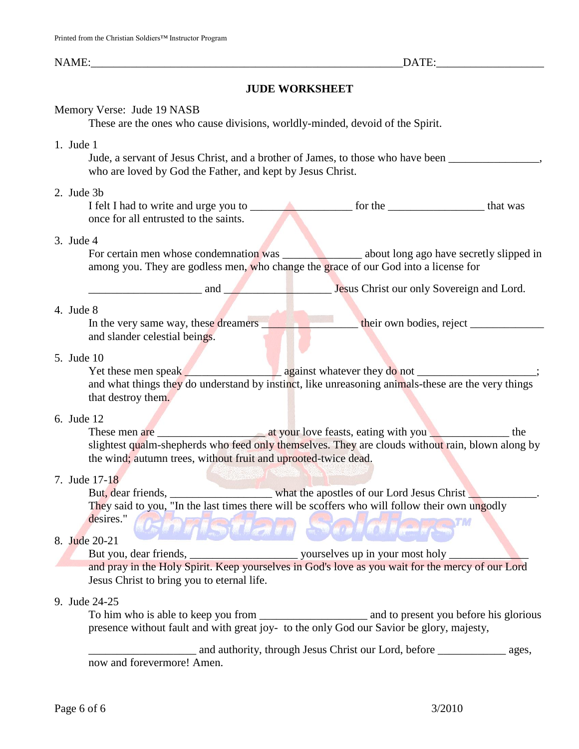NAME:___________________________________________________________DATE:___________________

**JUDE WORKSHEET**

Memory Verse: Jude 19 NASB

These are the ones who cause divisions, worldly-minded, devoid of the Spirit.

1. Jude 1

   Jude, a servant of Jesus Christ, and a brother of James, to those who have been ________________, who are loved by God the Father, and kept by Jesus Christ.

2. Jude 3b

   I felt I had to write and urge you to __________________ for the _________________ that was once for all entrusted to the saints.

3. Jude 4

   For certain men whose condemnation was ______________ about long ago have secretly slipped in among you. They are godless men, who change the grace of our God into a license for

   ____________________ and ___________________ Jesus Christ our only Sovereign and Lord.

4. Jude 8

   In the very same way, these dreamers _________________ their own bodies, reject _____________ and slander celestial beings.

5. Jude 10

   Yet these men speak _________________ against whatever they do not _____________________; and what things they do understand by instinct, like unreasoning animals-these are the very things that destroy them.

6. Jude 12

   These men are ___________________ at your love feasts, eating with you ______________ the slightest qualm-shepherds who feed only themselves. They are clouds without rain, blown along by the wind; autumn trees, without fruit and uprooted-twice dead.

7. Jude 17-18

   But, dear friends, __________________ what the apostles of our Lord Jesus Christ ____________. They said to you, "In the last times there will be scoffers who will follow their own ungodly desires."

8. Jude 20-21

   But you, dear friends, ___________________ yourselves up in your most holy ______________ and pray in the Holy Spirit. Keep yourselves in God's love as you wait for the mercy of our Lord Jesus Christ to bring you to eternal life.

9. Jude 24-25

   To him who is able to keep you from ___________________ and to present you before his glorious presence without fault and with great joy- to the only God our Savior be glory, majesty,

   ___________________ and authority, through Jesus Christ our Lord, before ____________ ages, now and forevermore! Amen.